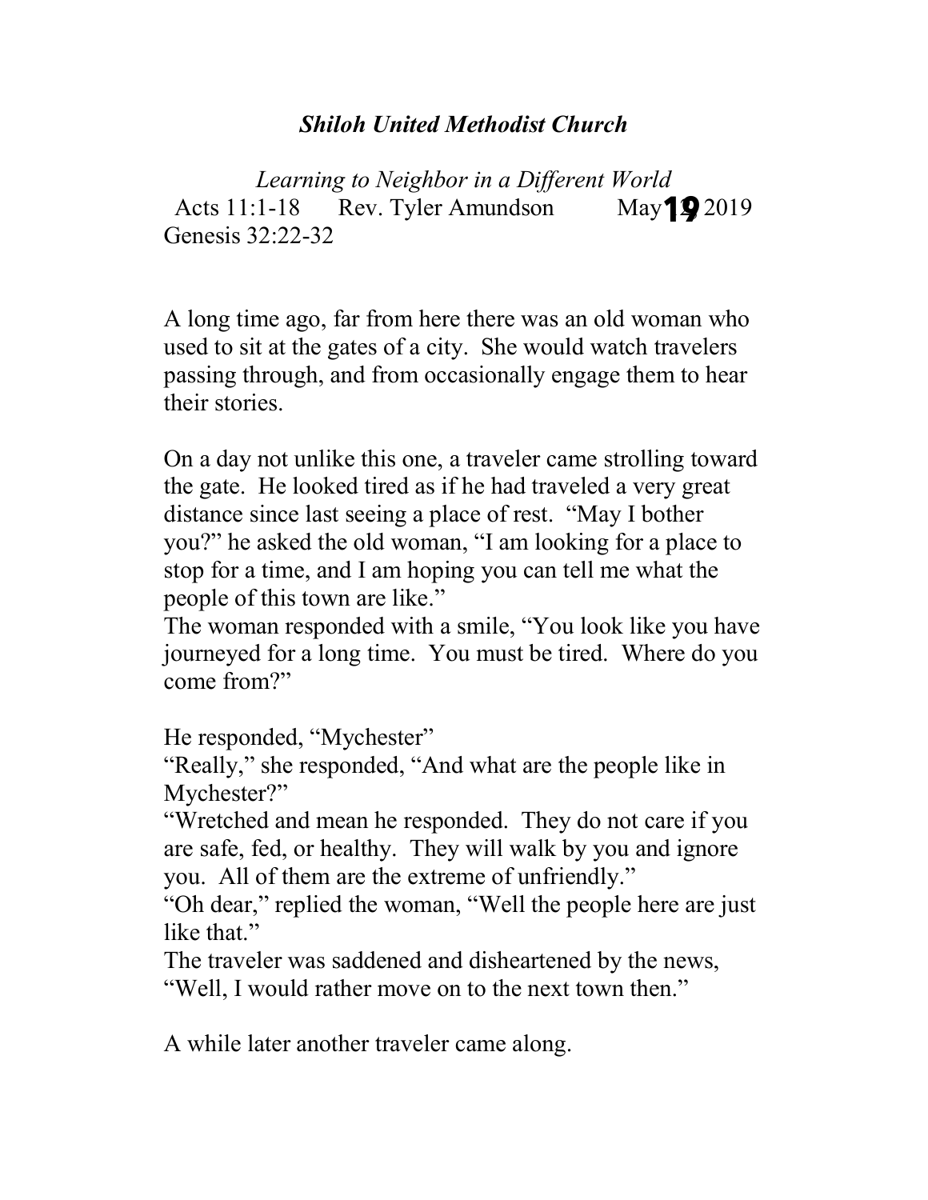**_Shiloh United Methodist Church_**

*Learning to Neighbor in a Different World*

Acts 11:1-18 Rev. Tyler Amundson May 19 2019
Genesis 32:22-32

A long time ago, far from here there was an old woman who used to sit at the gates of a city. She would watch travelers passing through, and from occasionally engage them to hear their stories.

On a day not unlike this one, a traveler came strolling toward the gate. He looked tired as if he had traveled a very great distance since last seeing a place of rest. "May I bother you?" he asked the old woman, "I am looking for a place to stop for a time, and I am hoping you can tell me what the people of this town are like."
The woman responded with a smile, "You look like you have journeyed for a long time. You must be tired. Where do you come from?"

He responded, "Mychester"
"Really," she responded, "And what are the people like in Mychester?"
"Wretched and mean he responded. They do not care if you are safe, fed, or healthy. They will walk by you and ignore you. All of them are the extreme of unfriendly."
"Oh dear," replied the woman, "Well the people here are just like that."
The traveler was saddened and disheartened by the news, "Well, I would rather move on to the next town then."

A while later another traveler came along.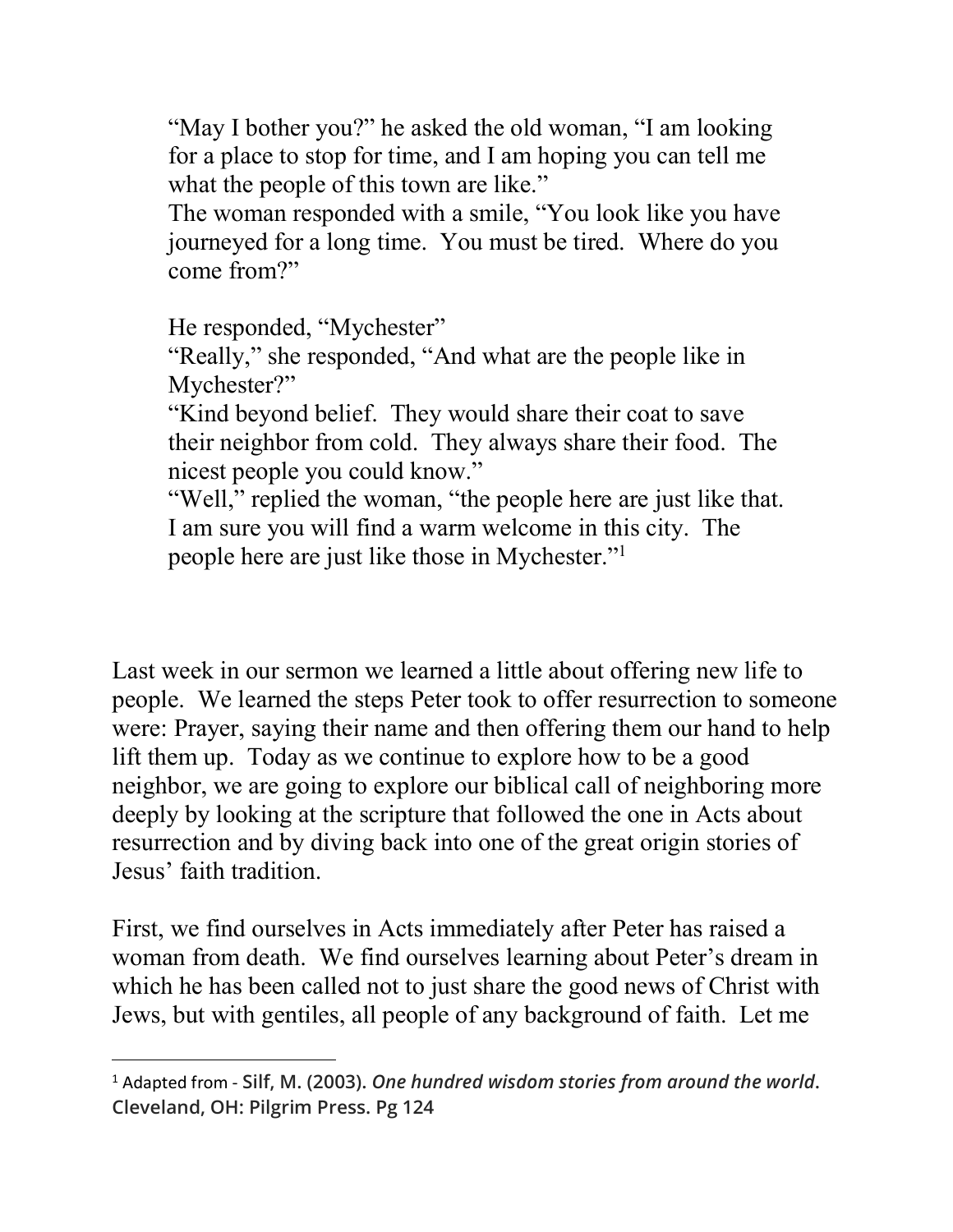> "May I bother you?" he asked the old woman, "I am looking for a place to stop for time, and I am hoping you can tell me what the people of this town are like."
> The woman responded with a smile, "You look like you have journeyed for a long time. You must be tired. Where do you come from?"
>
> He responded, "Mychester"
> "Really," she responded, "And what are the people like in Mychester?"
> "Kind beyond belief. They would share their coat to save their neighbor from cold. They always share their food. The nicest people you could know."
> "Well," replied the woman, "the people here are just like that. I am sure you will find a warm welcome in this city. The people here are just like those in Mychester."[1]

Last week in our sermon we learned a little about offering new life to people. We learned the steps Peter took to offer resurrection to someone were: Prayer, saying their name and then offering them our hand to help lift them up. Today as we continue to explore how to be a good neighbor, we are going to explore our biblical call of neighboring more deeply by looking at the scripture that followed the one in Acts about resurrection and by diving back into one of the great origin stories of Jesus' faith tradition.

First, we find ourselves in Acts immediately after Peter has raised a woman from death. We find ourselves learning about Peter's dream in which he has been called not to just share the good news of Christ with Jews, but with gentiles, all people of any background of faith. Let me

---

[1] Adapted from - **Silf, M. (2003).** ***One hundred wisdom stories from around the world*****. Cleveland, OH: Pilgrim Press. Pg 124**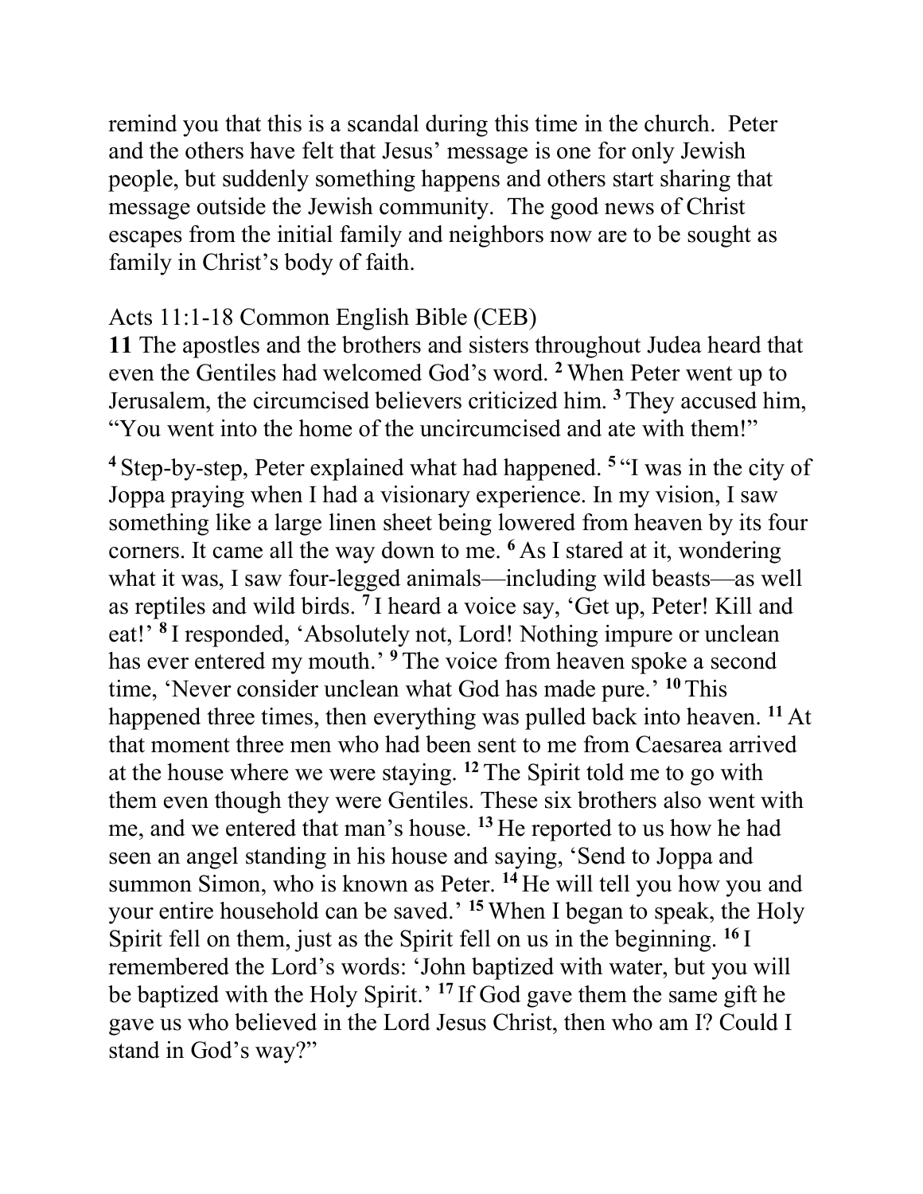remind you that this is a scandal during this time in the church. Peter and the others have felt that Jesus' message is one for only Jewish people, but suddenly something happens and others start sharing that message outside the Jewish community. The good news of Christ escapes from the initial family and neighbors now are to be sought as family in Christ's body of faith.

Acts 11:1-18 Common English Bible (CEB)

**11** The apostles and the brothers and sisters throughout Judea heard that even the Gentiles had welcomed God's word. **2** When Peter went up to Jerusalem, the circumcised believers criticized him. **3** They accused him, "You went into the home of the uncircumcised and ate with them!"

**4** Step-by-step, Peter explained what had happened. **5** "I was in the city of Joppa praying when I had a visionary experience. In my vision, I saw something like a large linen sheet being lowered from heaven by its four corners. It came all the way down to me. **6** As I stared at it, wondering what it was, I saw four-legged animals—including wild beasts—as well as reptiles and wild birds. **7** I heard a voice say, 'Get up, Peter! Kill and eat!' **8** I responded, 'Absolutely not, Lord! Nothing impure or unclean has ever entered my mouth.' **9** The voice from heaven spoke a second time, 'Never consider unclean what God has made pure.' **10** This happened three times, then everything was pulled back into heaven. **11** At that moment three men who had been sent to me from Caesarea arrived at the house where we were staying. **12** The Spirit told me to go with them even though they were Gentiles. These six brothers also went with me, and we entered that man's house. **13** He reported to us how he had seen an angel standing in his house and saying, 'Send to Joppa and summon Simon, who is known as Peter. **14** He will tell you how you and your entire household can be saved.' **15** When I began to speak, the Holy Spirit fell on them, just as the Spirit fell on us in the beginning. **16** I remembered the Lord's words: 'John baptized with water, but you will be baptized with the Holy Spirit.' **17** If God gave them the same gift he gave us who believed in the Lord Jesus Christ, then who am I? Could I stand in God's way?"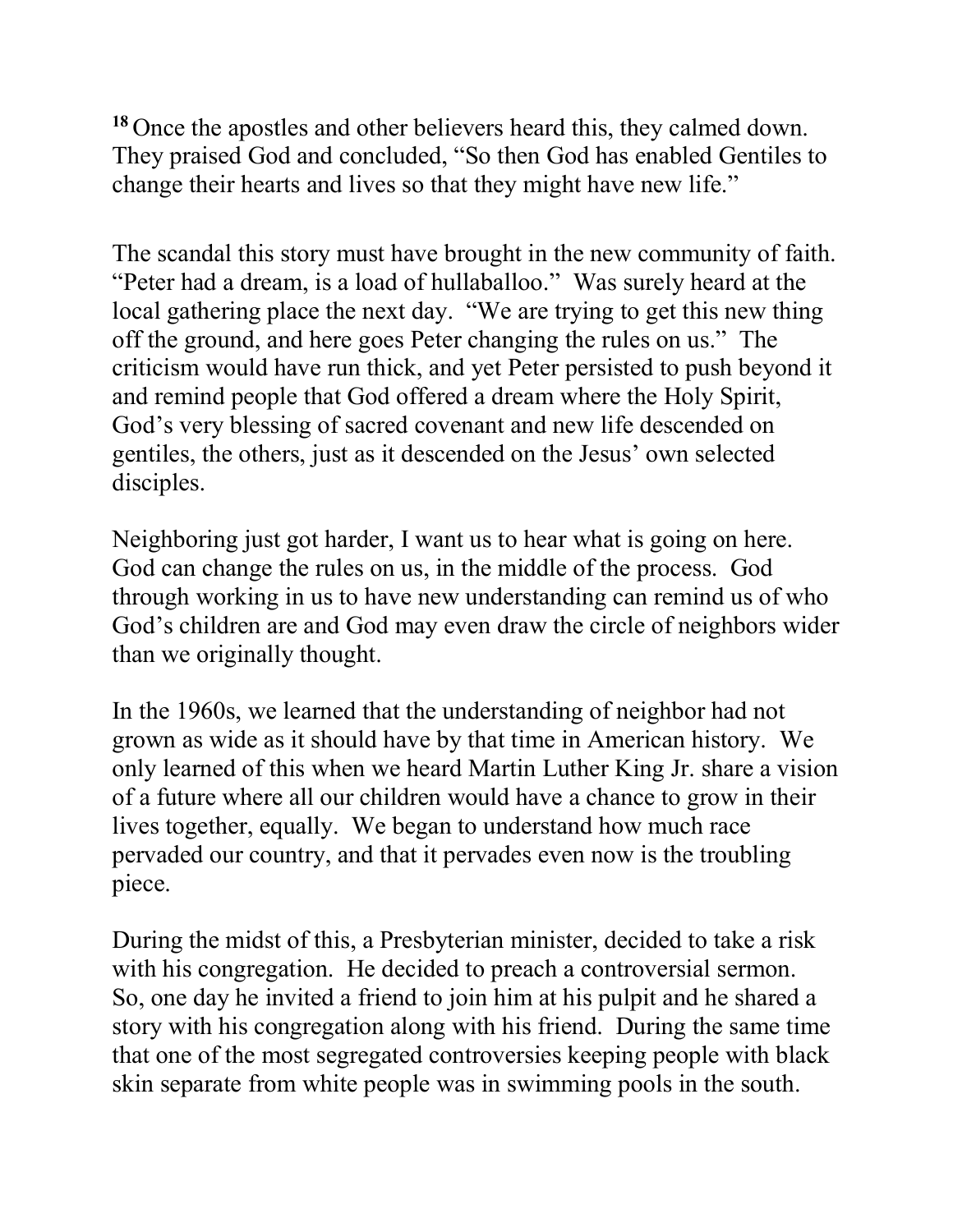[18] Once the apostles and other believers heard this, they calmed down. They praised God and concluded, "So then God has enabled Gentiles to change their hearts and lives so that they might have new life."

The scandal this story must have brought in the new community of faith. "Peter had a dream, is a load of hullaballoo." Was surely heard at the local gathering place the next day. "We are trying to get this new thing off the ground, and here goes Peter changing the rules on us." The criticism would have run thick, and yet Peter persisted to push beyond it and remind people that God offered a dream where the Holy Spirit, God's very blessing of sacred covenant and new life descended on gentiles, the others, just as it descended on the Jesus' own selected disciples.

Neighboring just got harder, I want us to hear what is going on here. God can change the rules on us, in the middle of the process. God through working in us to have new understanding can remind us of who God's children are and God may even draw the circle of neighbors wider than we originally thought.

In the 1960s, we learned that the understanding of neighbor had not grown as wide as it should have by that time in American history. We only learned of this when we heard Martin Luther King Jr. share a vision of a future where all our children would have a chance to grow in their lives together, equally. We began to understand how much race pervaded our country, and that it pervades even now is the troubling piece.

During the midst of this, a Presbyterian minister, decided to take a risk with his congregation. He decided to preach a controversial sermon. So, one day he invited a friend to join him at his pulpit and he shared a story with his congregation along with his friend. During the same time that one of the most segregated controversies keeping people with black skin separate from white people was in swimming pools in the south.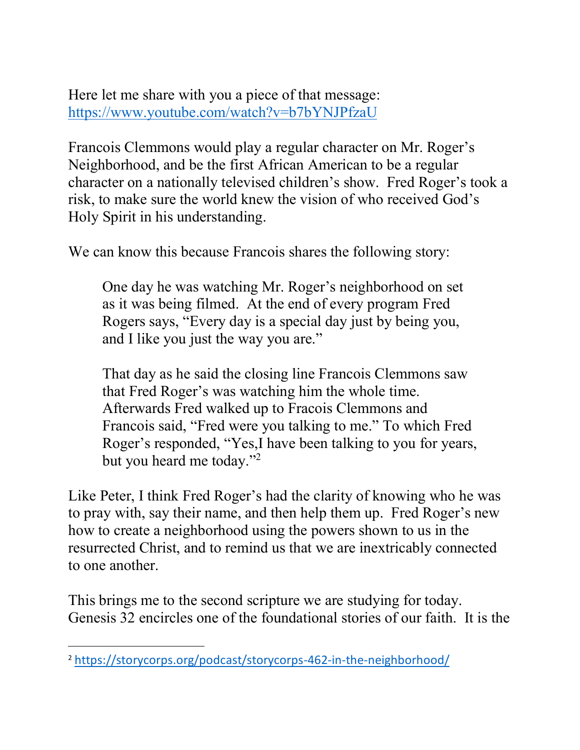Here let me share with you a piece of that message: https://www.youtube.com/watch?v=b7bYNJPfzaU

Francois Clemmons would play a regular character on Mr. Roger's Neighborhood, and be the first African American to be a regular character on a nationally televised children's show. Fred Roger's took a risk, to make sure the world knew the vision of who received God's Holy Spirit in his understanding.

We can know this because Francois shares the following story:

> One day he was watching Mr. Roger's neighborhood on set as it was being filmed. At the end of every program Fred Rogers says, "Every day is a special day just by being you, and I like you just the way you are."
>
> That day as he said the closing line Francois Clemmons saw that Fred Roger's was watching him the whole time. Afterwards Fred walked up to Fracois Clemmons and Francois said, "Fred were you talking to me." To which Fred Roger's responded, "Yes,I have been talking to you for years, but you heard me today."[2]

Like Peter, I think Fred Roger's had the clarity of knowing who he was to pray with, say their name, and then help them up. Fred Roger's new how to create a neighborhood using the powers shown to us in the resurrected Christ, and to remind us that we are inextricably connected to one another.

This brings me to the second scripture we are studying for today. Genesis 32 encircles one of the foundational stories of our faith. It is the

---

[2] https://storycorps.org/podcast/storycorps-462-in-the-neighborhood/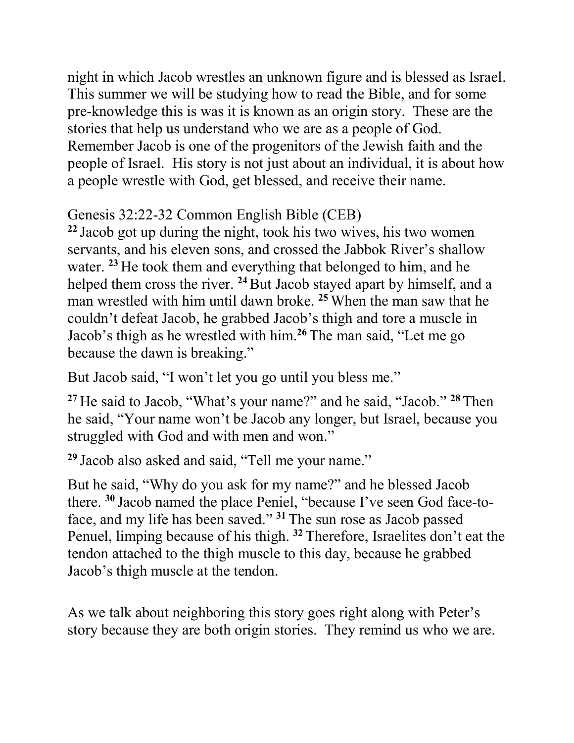night in which Jacob wrestles an unknown figure and is blessed as Israel. This summer we will be studying how to read the Bible, and for some pre-knowledge this is was it is known as an origin story. These are the stories that help us understand who we are as a people of God. Remember Jacob is one of the progenitors of the Jewish faith and the people of Israel. His story is not just about an individual, it is about how a people wrestle with God, get blessed, and receive their name.

Genesis 32:22-32 Common English Bible (CEB)

**22** Jacob got up during the night, took his two wives, his two women servants, and his eleven sons, and crossed the Jabbok River's shallow water. **23** He took them and everything that belonged to him, and he helped them cross the river. **24** But Jacob stayed apart by himself, and a man wrestled with him until dawn broke. **25** When the man saw that he couldn't defeat Jacob, he grabbed Jacob's thigh and tore a muscle in Jacob's thigh as he wrestled with him. **26** The man said, "Let me go because the dawn is breaking."

But Jacob said, "I won't let you go until you bless me."

**27** He said to Jacob, "What's your name?" and he said, "Jacob." **28** Then he said, "Your name won't be Jacob any longer, but Israel, because you struggled with God and with men and won."

**29** Jacob also asked and said, "Tell me your name."

But he said, "Why do you ask for my name?" and he blessed Jacob there. **30** Jacob named the place Peniel, "because I've seen God face-to-face, and my life has been saved." **31** The sun rose as Jacob passed Penuel, limping because of his thigh. **32** Therefore, Israelites don't eat the tendon attached to the thigh muscle to this day, because he grabbed Jacob's thigh muscle at the tendon.

As we talk about neighboring this story goes right along with Peter's story because they are both origin stories. They remind us who we are.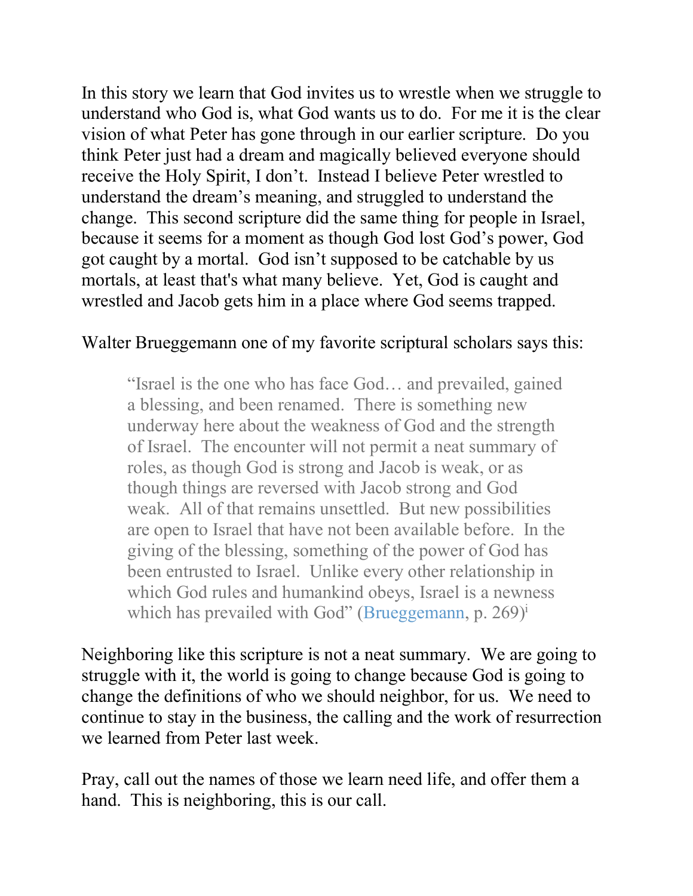In this story we learn that God invites us to wrestle when we struggle to understand who God is, what God wants us to do. For me it is the clear vision of what Peter has gone through in our earlier scripture. Do you think Peter just had a dream and magically believed everyone should receive the Holy Spirit, I don't. Instead I believe Peter wrestled to understand the dream's meaning, and struggled to understand the change. This second scripture did the same thing for people in Israel, because it seems for a moment as though God lost God's power, God got caught by a mortal. God isn't supposed to be catchable by us mortals, at least that's what many believe. Yet, God is caught and wrestled and Jacob gets him in a place where God seems trapped.

Walter Brueggemann one of my favorite scriptural scholars says this:

> "Israel is the one who has face God… and prevailed, gained a blessing, and been renamed. There is something new underway here about the weakness of God and the strength of Israel. The encounter will not permit a neat summary of roles, as though God is strong and Jacob is weak, or as though things are reversed with Jacob strong and God weak. All of that remains unsettled. But new possibilities are open to Israel that have not been available before. In the giving of the blessing, something of the power of God has been entrusted to Israel. Unlike every other relationship in which God rules and humankind obeys, Israel is a newness which has prevailed with God" (Brueggemann, p. 269)[i]

Neighboring like this scripture is not a neat summary. We are going to struggle with it, the world is going to change because God is going to change the definitions of who we should neighbor, for us. We need to continue to stay in the business, the calling and the work of resurrection we learned from Peter last week.

Pray, call out the names of those we learn need life, and offer them a hand. This is neighboring, this is our call.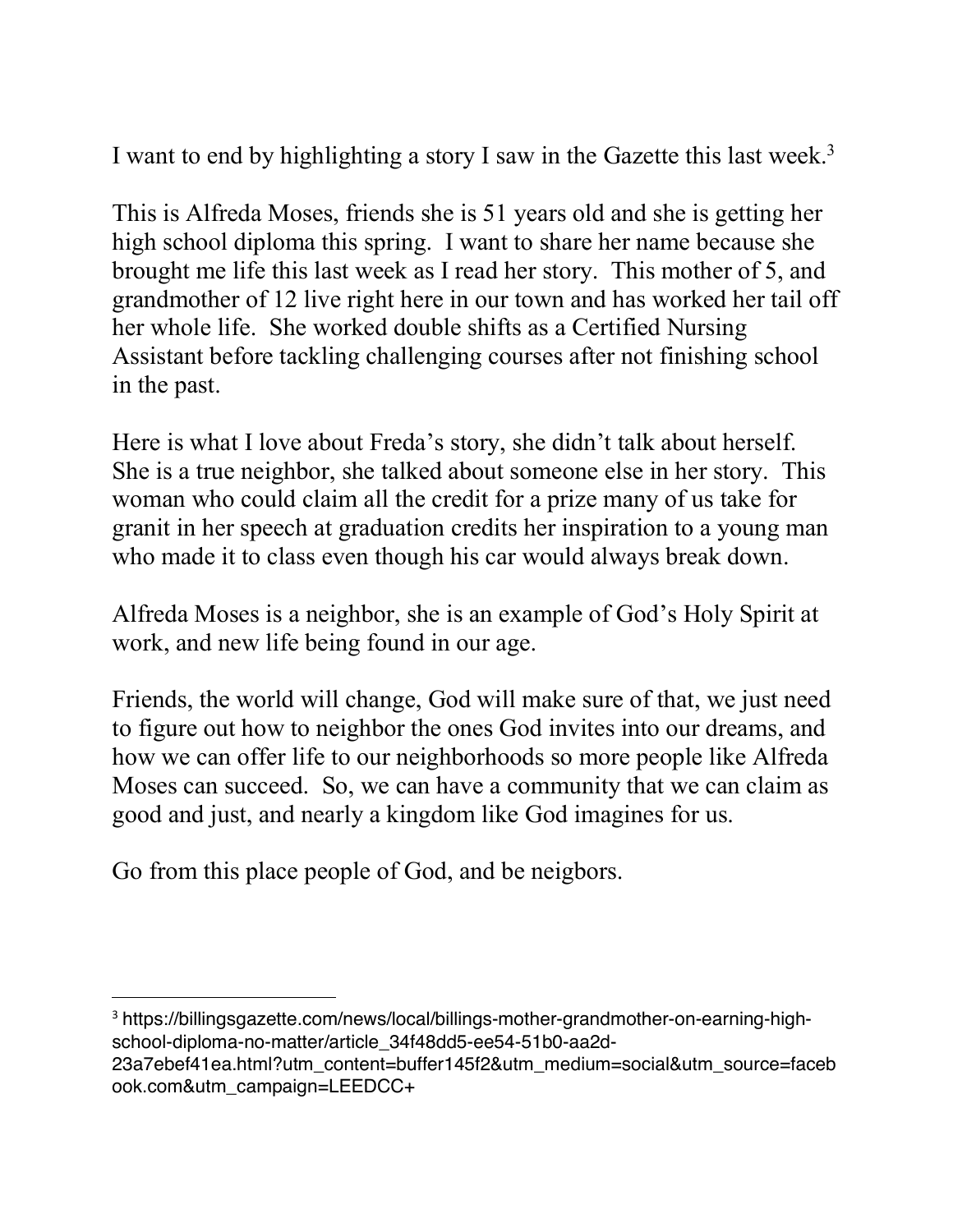I want to end by highlighting a story I saw in the Gazette this last week.[3]

This is Alfreda Moses, friends she is 51 years old and she is getting her high school diploma this spring. I want to share her name because she brought me life this last week as I read her story. This mother of 5, and grandmother of 12 live right here in our town and has worked her tail off her whole life. She worked double shifts as a Certified Nursing Assistant before tackling challenging courses after not finishing school in the past.

Here is what I love about Freda's story, she didn't talk about herself. She is a true neighbor, she talked about someone else in her story. This woman who could claim all the credit for a prize many of us take for granit in her speech at graduation credits her inspiration to a young man who made it to class even though his car would always break down.

Alfreda Moses is a neighbor, she is an example of God's Holy Spirit at work, and new life being found in our age.

Friends, the world will change, God will make sure of that, we just need to figure out how to neighbor the ones God invites into our dreams, and how we can offer life to our neighborhoods so more people like Alfreda Moses can succeed. So, we can have a community that we can claim as good and just, and nearly a kingdom like God imagines for us.

Go from this place people of God, and be neigbors.

---

[3] https://billingsgazette.com/news/local/billings-mother-grandmother-on-earning-high-school-diploma-no-matter/article_34f48dd5-ee54-51b0-aa2d-23a7ebef41ea.html?utm_content=buffer145f2&utm_medium=social&utm_source=facebook.com&utm_campaign=LEEDCC+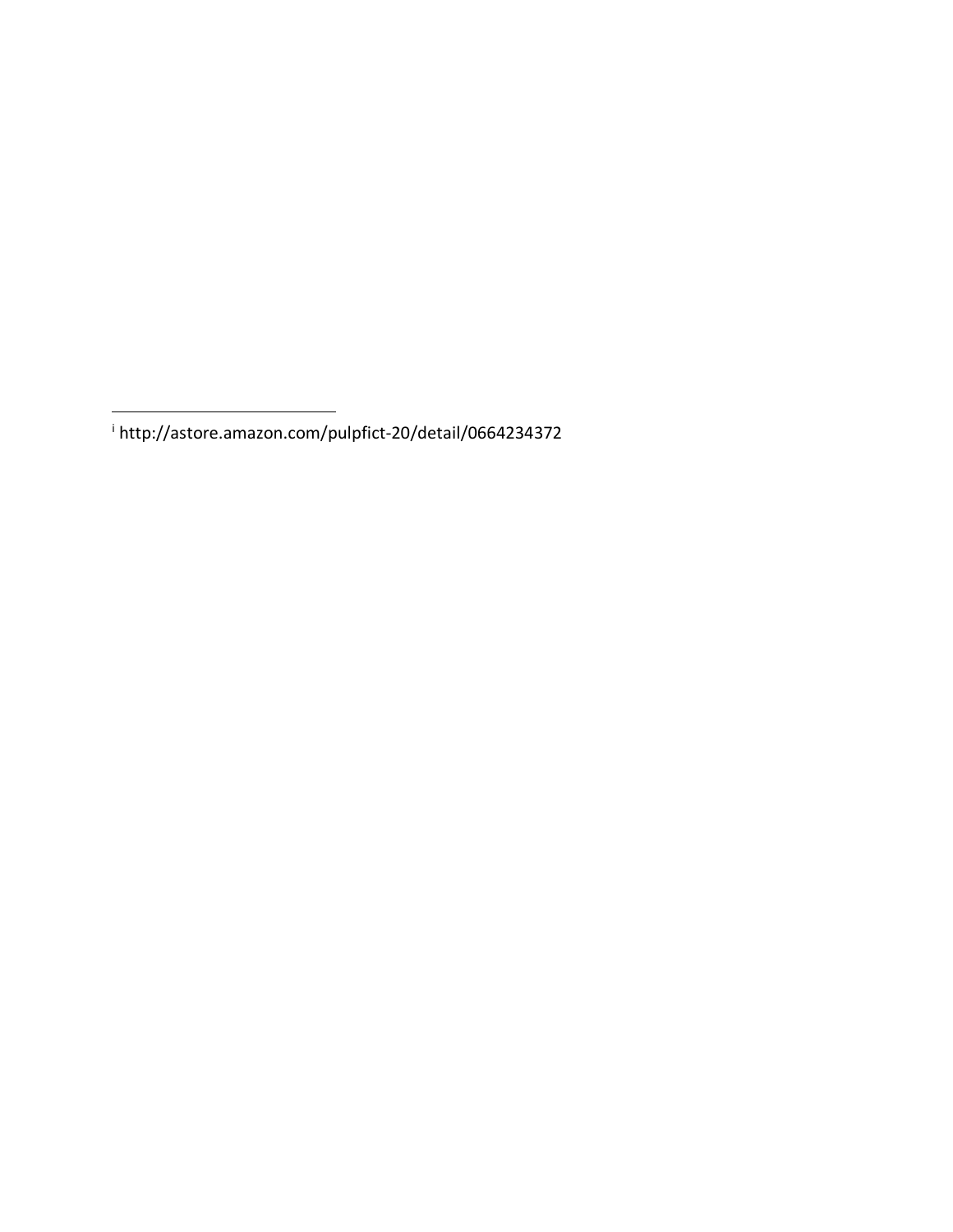[i] http://astore.amazon.com/pulpfict-20/detail/0664234372